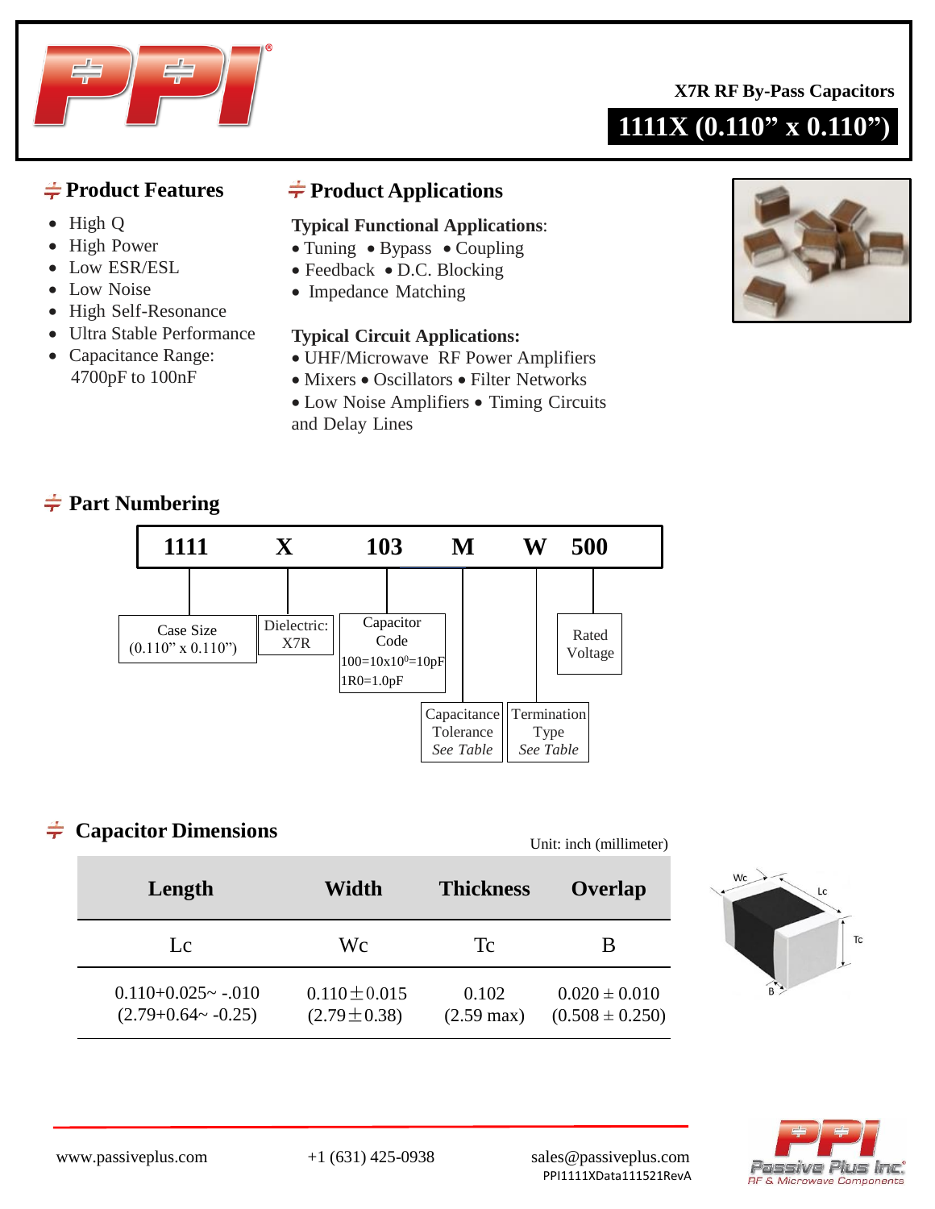X7R RF By-Pass Capacitors

# 1111X (0.110” x 0.110”)

## Product Features

- High Q
- High Power
- Low ESR/ESL
- Low Noise
- High Self-Resonance
- Ultra Stable Performance
- Capacitance Range: 4700pF to 100nF

## Product Applications

**Typical Functional Applications**:

- Tuning • Bypass • Coupling
- Feedback • D.C. Blocking
- Impedance Matching

**Typical Circuit Applications:**

- UHF/Microwave RF Power Amplifiers
- Mixers • Oscillators • Filter Networks
- Low Noise Amplifiers • Timing Circuits and Delay Lines

## Part Numbering

**1111 X 103 M W 500**

- 1111 — Case Size (0.110” x 0.110”)
- X — Dielectric: X7R
- 103 — Capacitor Code: 100=10x$10^0$=10pF, 1R0=1.0pF
- M — Capacitance Tolerance *See Table*
- W — Termination Type *See Table*
- 500 — Rated Voltage

## Capacitor Dimensions

Unit: inch (millimeter)

| Length | Width | Thickness | Overlap |
|---|---|---|---|
| Lc | Wc | Tc | B |
| 0.110+0.025~ -.010 (2.79+0.64~ -0.25) | 0.110±0.015 (2.79±0.38) | 0.102 (2.59 max) | 0.020 ± 0.010 (0.508 ± 0.250) |

www.passiveplus.com +1 (631) 425-0938 sales@passiveplus.com

PPI1111XData111521RevA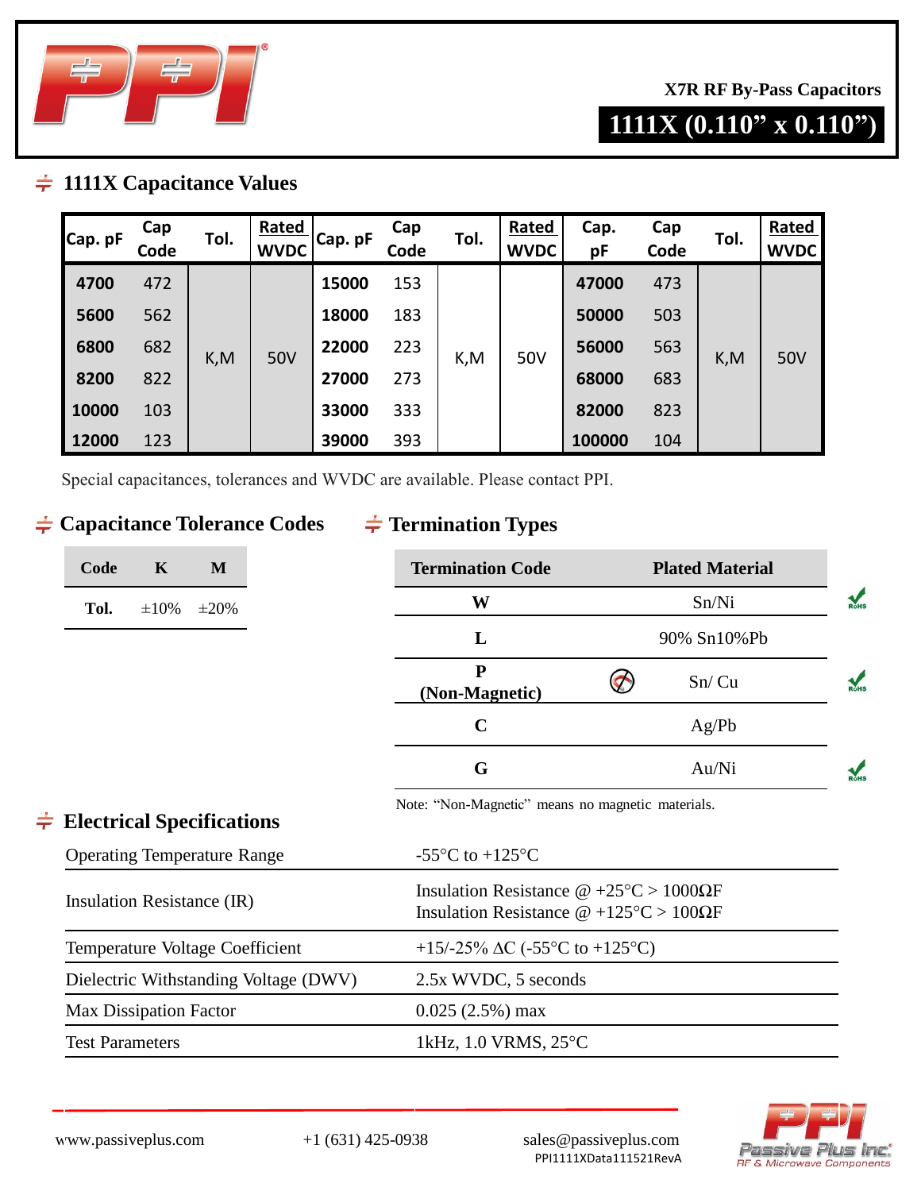X7R RF By-Pass Capacitors

# 1111X (0.110" x 0.110")

## 1111X Capacitance Values

| Cap. pF | Cap Code | Tol. | Rated WVDC | Cap. pF | Cap Code | Tol. | Rated WVDC | Cap. pF | Cap Code | Tol. | Rated WVDC |
|---|---|---|---|---|---|---|---|---|---|---|---|
| 4700 | 472 | K,M | 50V | 15000 | 153 | K,M | 50V | 47000 | 473 | K,M | 50V |
| 5600 | 562 | | | 18000 | 183 | | | 50000 | 503 | | |
| 6800 | 682 | | | 22000 | 223 | | | 56000 | 563 | | |
| 8200 | 822 | | | 27000 | 273 | | | 68000 | 683 | | |
| 10000 | 103 | | | 33000 | 333 | | | 82000 | 823 | | |
| 12000 | 123 | | | 39000 | 393 | | | 100000 | 104 | | |

Special capacitances, tolerances and WVDC are available. Please contact PPI.

## Capacitance Tolerance Codes

| Code | K | M |
|---|---|---|
| Tol. | ±10% | ±20% |

## Termination Types

| Termination Code | Plated Material | |
|---|---|---|
| W | Sn/Ni | RoHS |
| L | 90% Sn10%Pb | |
| P (Non-Magnetic) | Sn/ Cu | RoHS |
| C | Ag/Pb | |
| G | Au/Ni | RoHS |

Note: "Non-Magnetic" means no magnetic materials.

## Electrical Specifications

| | |
|---|---|
| Operating Temperature Range | -55°C to +125°C |
| Insulation Resistance (IR) | Insulation Resistance @ +25°C > 1000ΩF<br>Insulation Resistance @ +125°C > 100ΩF |
| Temperature Voltage Coefficient | +15/-25% ΔC (-55°C to +125°C) |
| Dielectric Withstanding Voltage (DWV) | 2.5x WVDC, 5 seconds |
| Max Dissipation Factor | 0.025 (2.5%) max |
| Test Parameters | 1kHz, 1.0 VRMS, 25°C |

www.passiveplus.com +1 (631) 425-0938 sales@passiveplus.com
PPI1111XData111521RevA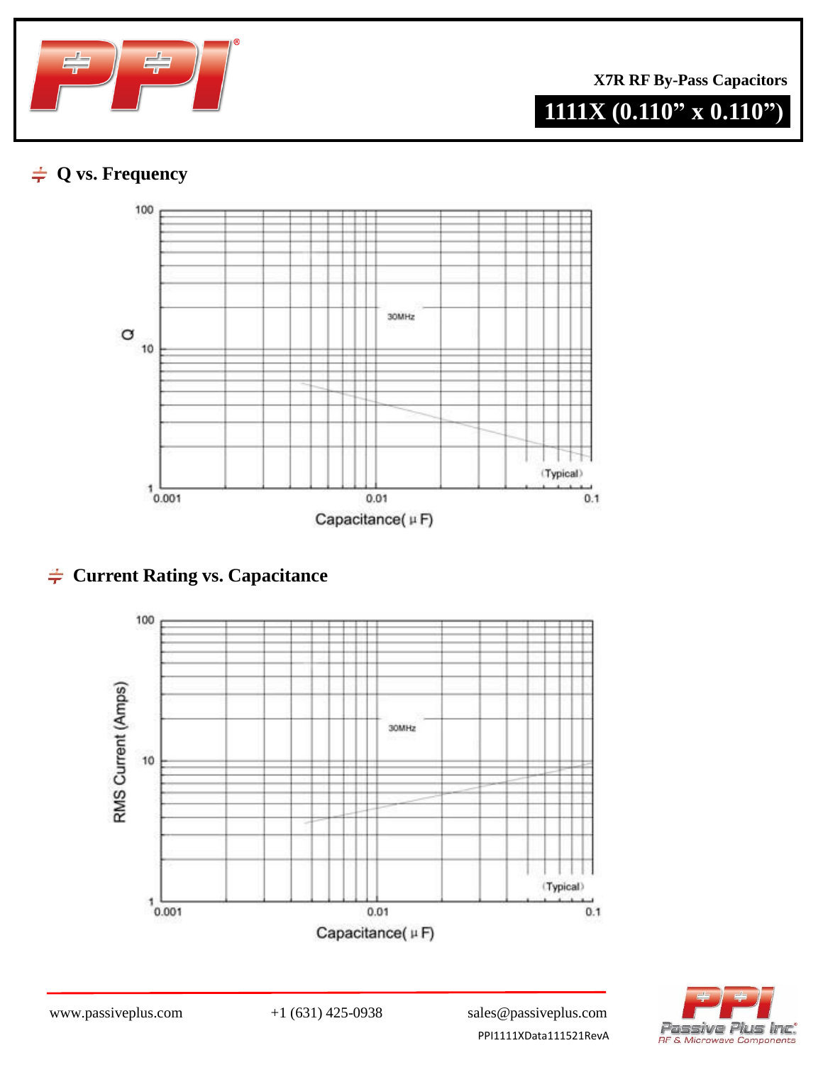X7R RF By-Pass Capacitors

# 1111X (0.110" x 0.110")

## Q vs. Frequency

Q

100

10

1

30MHz

(Typical)

0.001 0.01 0.1

Capacitance( μ F)

## Current Rating vs. Capacitance

RMS Current (Amps)

100

10

1

30MHz

(Typical)

0.001 0.01 0.1

Capacitance( μ F)

www.passiveplus.com +1 (631) 425-0938 sales@passiveplus.com

PPI1111XData111521RevA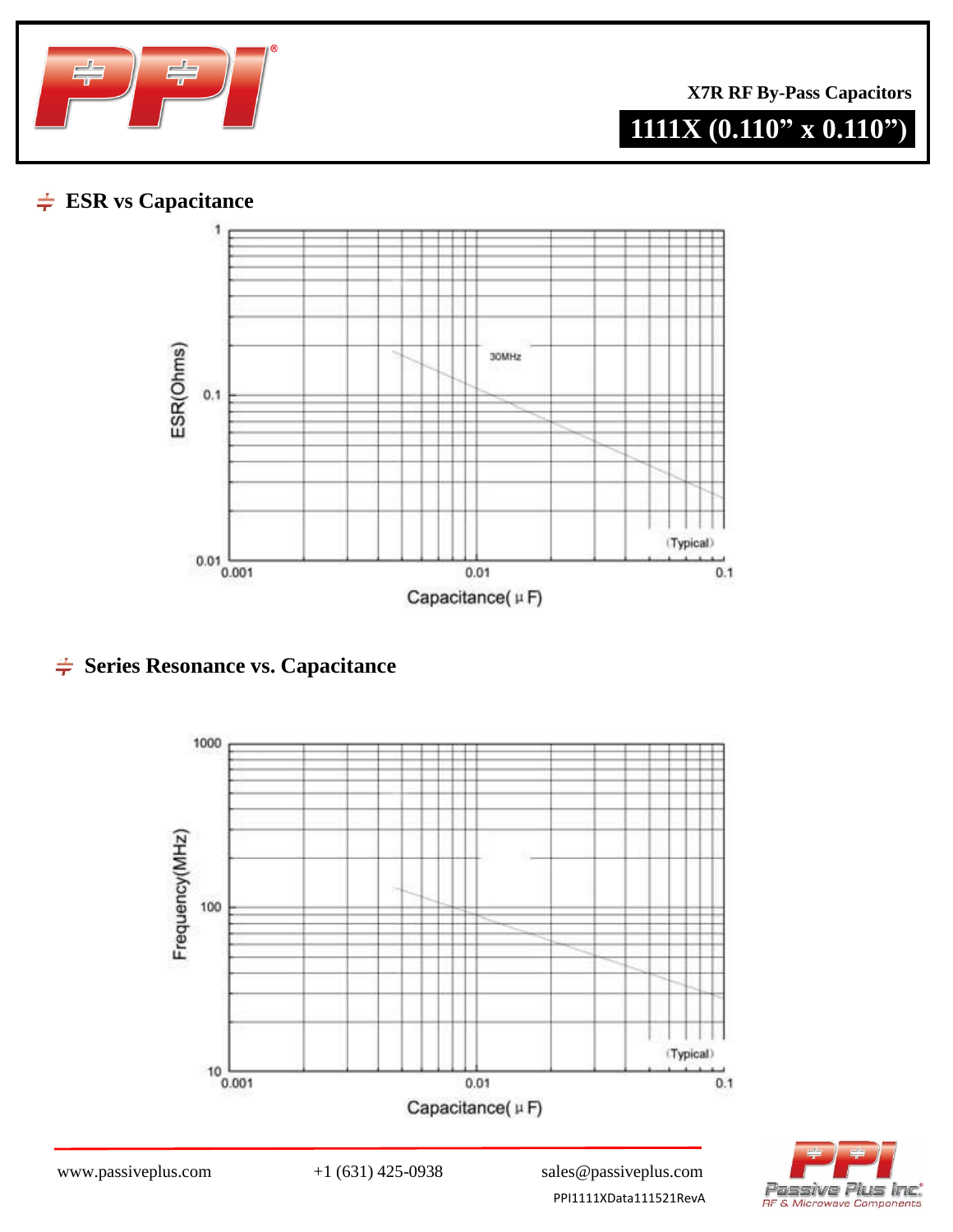X7R RF By-Pass Capacitors

# 1111X (0.110" x 0.110")

## ESR vs Capacitance

ESR(Ohms)

1

0.1

0.01

30MHz

(Typical)

0.001 0.01 0.1

Capacitance( μ F)

## Series Resonance vs. Capacitance

Frequency(MHz)

1000

100

10

(Typical)

0.001 0.01 0.1

Capacitance( μ F)

www.passiveplus.com +1 (631) 425-0938 sales@passiveplus.com

PPI1111XData111521RevA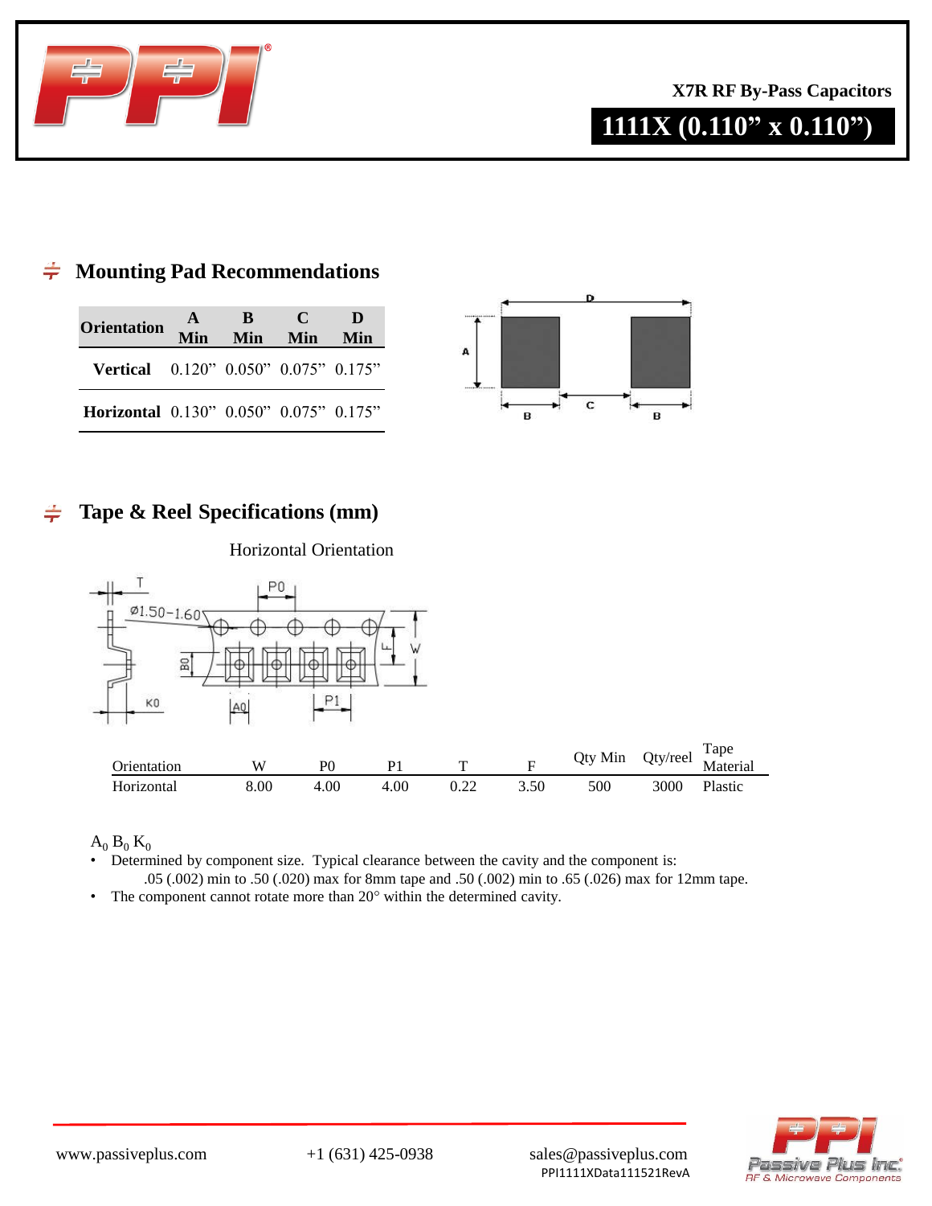X7R RF By-Pass Capacitors

# 1111X (0.110" x 0.110")

## Mounting Pad Recommendations

| Orientation | A Min | B Min | C Min | D Min |
|---|---|---|---|---|
| Vertical | 0.120" | 0.050" | 0.075" | 0.175" |
| Horizontal | 0.130" | 0.050" | 0.075" | 0.175" |

## Tape & Reel Specifications (mm)

Horizontal Orientation

| Orientation | W | P0 | P1 | T | F | Qty Min | Qty/reel | Tape Material |
|---|---|---|---|---|---|---|---|---|
| Horizontal | 8.00 | 4.00 | 4.00 | 0.22 | 3.50 | 500 | 3000 | Plastic |

$A_0$ $B_0$ $K_0$

- Determined by component size. Typical clearance between the cavity and the component is:
  .05 (.002) min to .50 (.020) max for 8mm tape and .50 (.002) min to .65 (.026) max for 12mm tape.
- The component cannot rotate more than 20° within the determined cavity.

www.passiveplus.com +1 (631) 425-0938 sales@passiveplus.com

PPI1111XData111521RevA